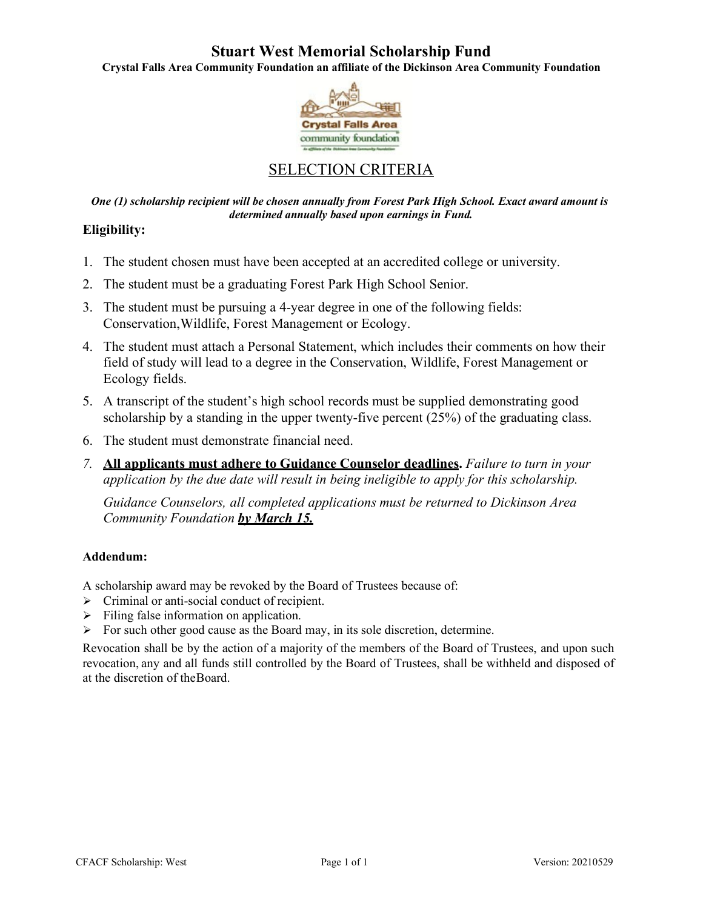# Stuart West Memorial Scholarship Fund

**Crystal Falls Area Community Foundation an affiliate of the Dickinson Area Community Foundation**

## SELECTION CRITERIA

***One (1) scholarship recipient will be chosen annually from Forest Park High School. Exact award amount is determined annually based upon earnings in Fund.***

### Eligibility:

1. The student chosen must have been accepted at an accredited college or university.
2. The student must be a graduating Forest Park High School Senior.
3. The student must be pursuing a 4-year degree in one of the following fields: Conservation,Wildlife, Forest Management or Ecology.
4. The student must attach a Personal Statement, which includes their comments on how their field of study will lead to a degree in the Conservation, Wildlife, Forest Management or Ecology fields.
5. A transcript of the student's high school records must be supplied demonstrating good scholarship by a standing in the upper twenty-five percent (25%) of the graduating class.
6. The student must demonstrate financial need.
7. **All applicants must adhere to Guidance Counselor deadlines.** *Failure to turn in your application by the due date will result in being ineligible to apply for this scholarship.*

   *Guidance Counselors, all completed applications must be returned to Dickinson Area Community Foundation* ***by March 15.***

**Addendum:**

A scholarship award may be revoked by the Board of Trustees because of:

- Criminal or anti-social conduct of recipient.
- Filing false information on application.
- For such other good cause as the Board may, in its sole discretion, determine.

Revocation shall be by the action of a majority of the members of the Board of Trustees, and upon such revocation, any and all funds still controlled by the Board of Trustees, shall be withheld and disposed of at the discretion of theBoard.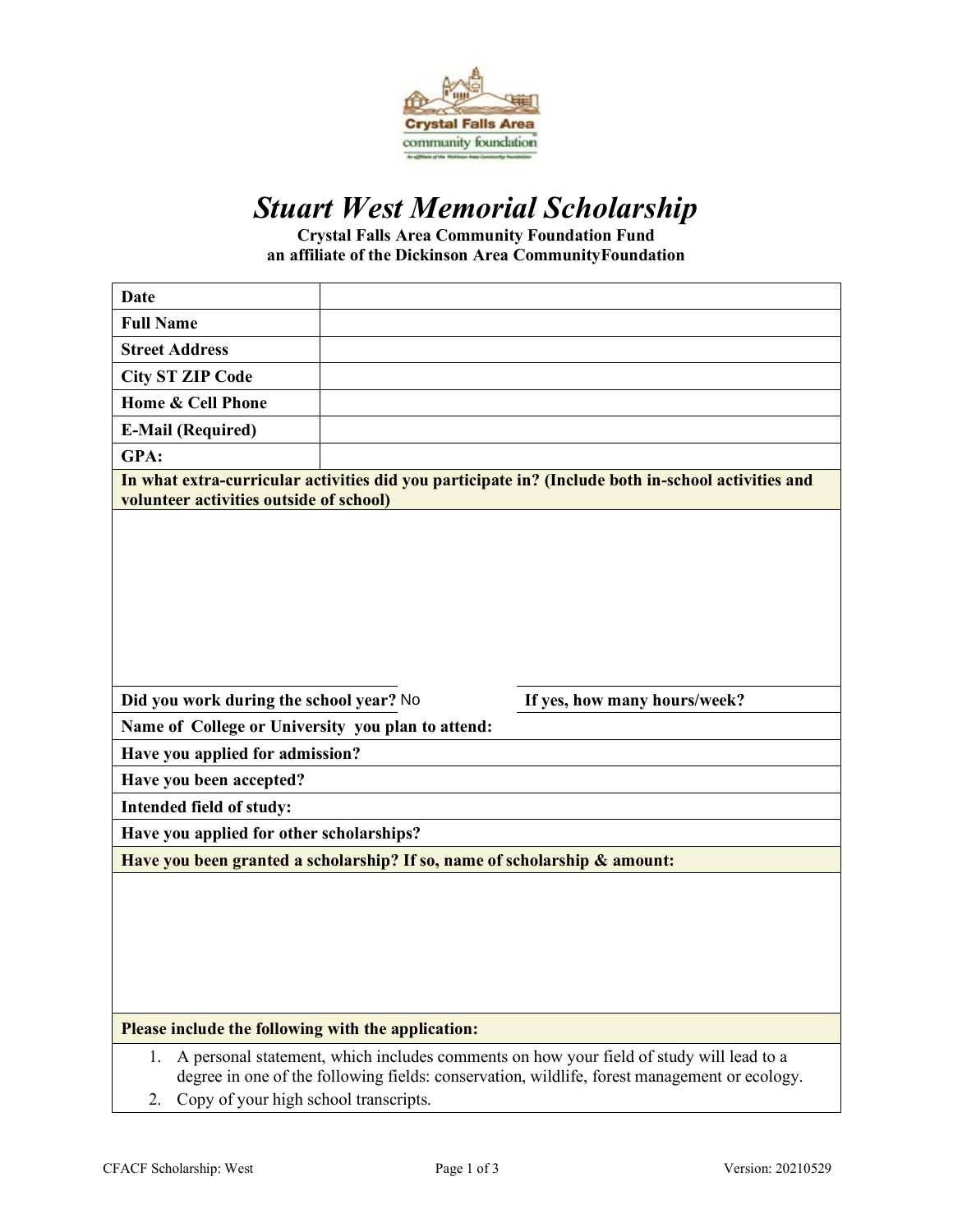# *Stuart West Memorial Scholarship*

**Crystal Falls Area Community Foundation Fund**
**an affiliate of the Dickinson Area CommunityFoundation**

| | |
|---|---|
| **Date** | |
| **Full Name** | |
| **Street Address** | |
| **City ST ZIP Code** | |
| **Home & Cell Phone** | |
| **E-Mail (Required)** | |
| **GPA:** | |

**In what extra-curricular activities did you participate in? (Include both in-school activities and volunteer activities outside of school)**

**Did you work during the school year?** No **If yes, how many hours/week?**

**Name of College or University you plan to attend:**

**Have you applied for admission?**

**Have you been accepted?**

**Intended field of study:**

**Have you applied for other scholarships?**

**Have you been granted a scholarship? If so, name of scholarship & amount:**

**Please include the following with the application:**

1. A personal statement, which includes comments on how your field of study will lead to a degree in one of the following fields: conservation, wildlife, forest management or ecology.
2. Copy of your high school transcripts.

CFACF Scholarship: West    Version: 20210529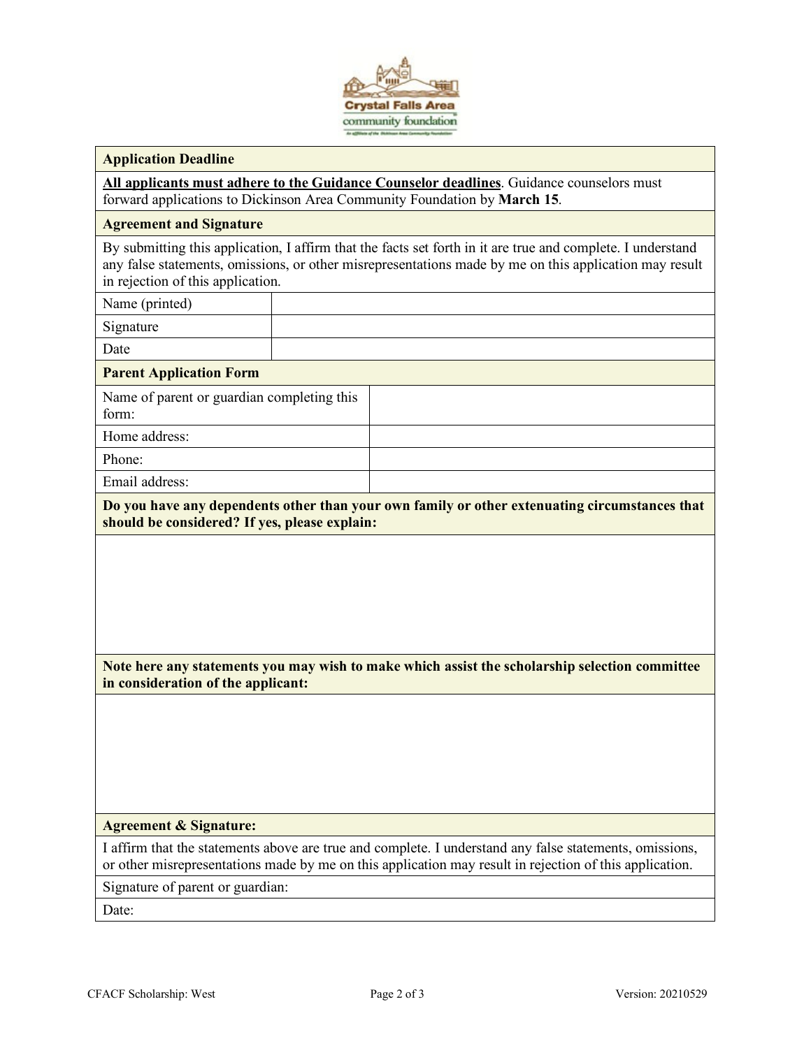## Application Deadline

**All applicants must adhere to the Guidance Counselor deadlines**. Guidance counselors must forward applications to Dickinson Area Community Foundation by **March 15**.

## Agreement and Signature

By submitting this application, I affirm that the facts set forth in it are true and complete. I understand any false statements, omissions, or other misrepresentations made by me on this application may result in rejection of this application.

| | |
|---|---|
| Name (printed) | |
| Signature | |
| Date | |

## Parent Application Form

| | |
|---|---|
| Name of parent or guardian completing this form: | |
| Home address: | |
| Phone: | |
| Email address: | |

**Do you have any dependents other than your own family or other extenuating circumstances that should be considered? If yes, please explain:**

**Note here any statements you may wish to make which assist the scholarship selection committee in consideration of the applicant:**

## Agreement & Signature:

I affirm that the statements above are true and complete. I understand any false statements, omissions, or other misrepresentations made by me on this application may result in rejection of this application.

Signature of parent or guardian:

Date: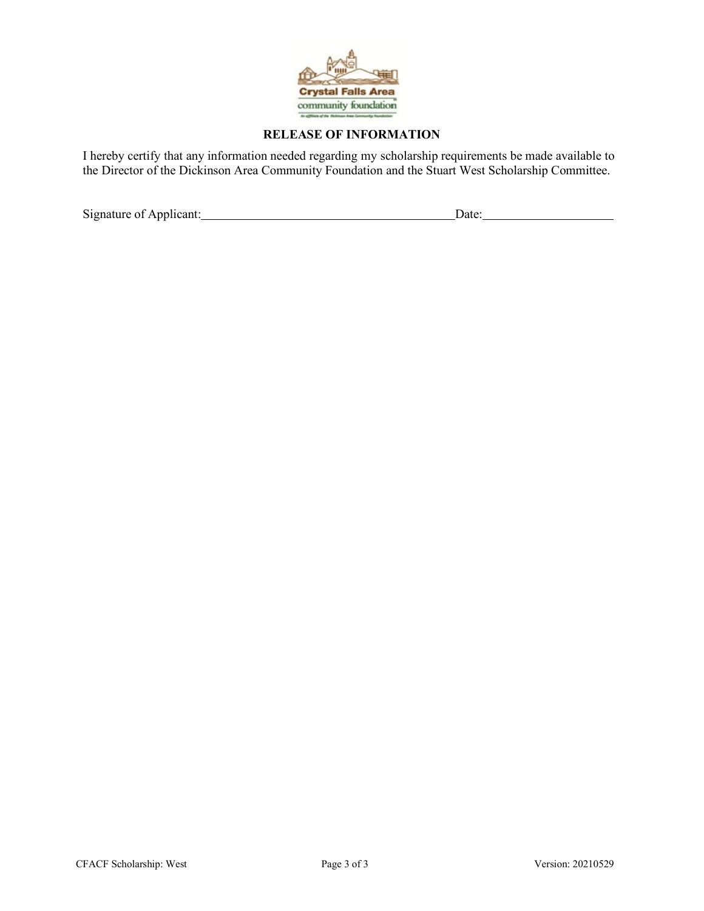# RELEASE OF INFORMATION

I hereby certify that any information needed regarding my scholarship requirements be made available to the Director of the Dickinson Area Community Foundation and the Stuart West Scholarship Committee.

Signature of Applicant:_________________________________________Date:_____________________